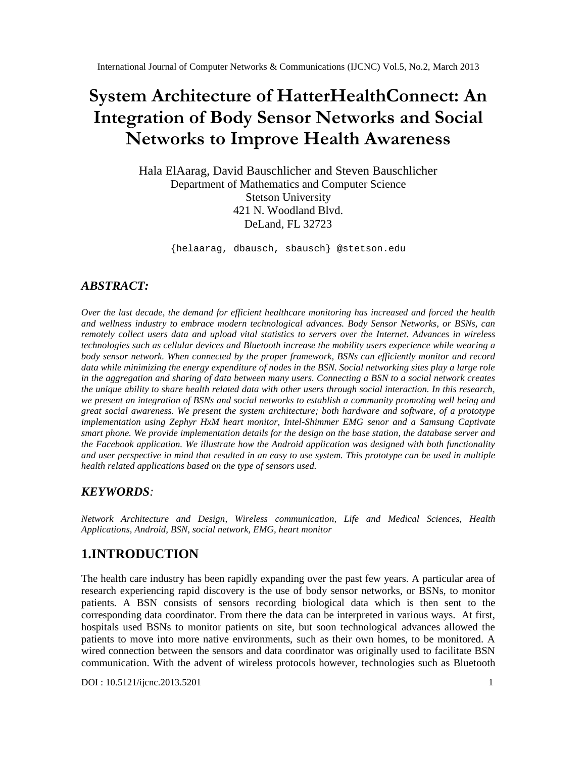# System Architecture of HatterHealthConnect: An Integration of Body Sensor Networks and Social Networks to Improve Health Awareness

Hala ElAarag, David Bauschlicher and Steven Bauschlicher
Department of Mathematics and Computer Science
Stetson University
421 N. Woodland Blvd.
DeLand, FL 32723

{helaarag, dbausch, sbausch} @stetson.edu

## *ABSTRACT:*

*Over the last decade, the demand for efficient healthcare monitoring has increased and forced the health and wellness industry to embrace modern technological advances. Body Sensor Networks, or BSNs, can remotely collect users data and upload vital statistics to servers over the Internet. Advances in wireless technologies such as cellular devices and Bluetooth increase the mobility users experience while wearing a body sensor network. When connected by the proper framework, BSNs can efficiently monitor and record data while minimizing the energy expenditure of nodes in the BSN. Social networking sites play a large role in the aggregation and sharing of data between many users. Connecting a BSN to a social network creates the unique ability to share health related data with other users through social interaction. In this research, we present an integration of BSNs and social networks to establish a community promoting well being and great social awareness. We present the system architecture; both hardware and software, of a prototype implementation using Zephyr HxM heart monitor, Intel-Shimmer EMG senor and a Samsung Captivate smart phone. We provide implementation details for the design on the base station, the database server and the Facebook application. We illustrate how the Android application was designed with both functionality and user perspective in mind that resulted in an easy to use system. This prototype can be used in multiple health related applications based on the type of sensors used.*

## *KEYWORDS:*

*Network Architecture and Design, Wireless communication, Life and Medical Sciences, Health Applications, Android, BSN, social network, EMG, heart monitor*

## 1.INTRODUCTION

The health care industry has been rapidly expanding over the past few years. A particular area of research experiencing rapid discovery is the use of body sensor networks, or BSNs, to monitor patients. A BSN consists of sensors recording biological data which is then sent to the corresponding data coordinator. From there the data can be interpreted in various ways. At first, hospitals used BSNs to monitor patients on site, but soon technological advances allowed the patients to move into more native environments, such as their own homes, to be monitored. A wired connection between the sensors and data coordinator was originally used to facilitate BSN communication. With the advent of wireless protocols however, technologies such as Bluetooth

DOI : 10.5121/ijcnc.2013.5201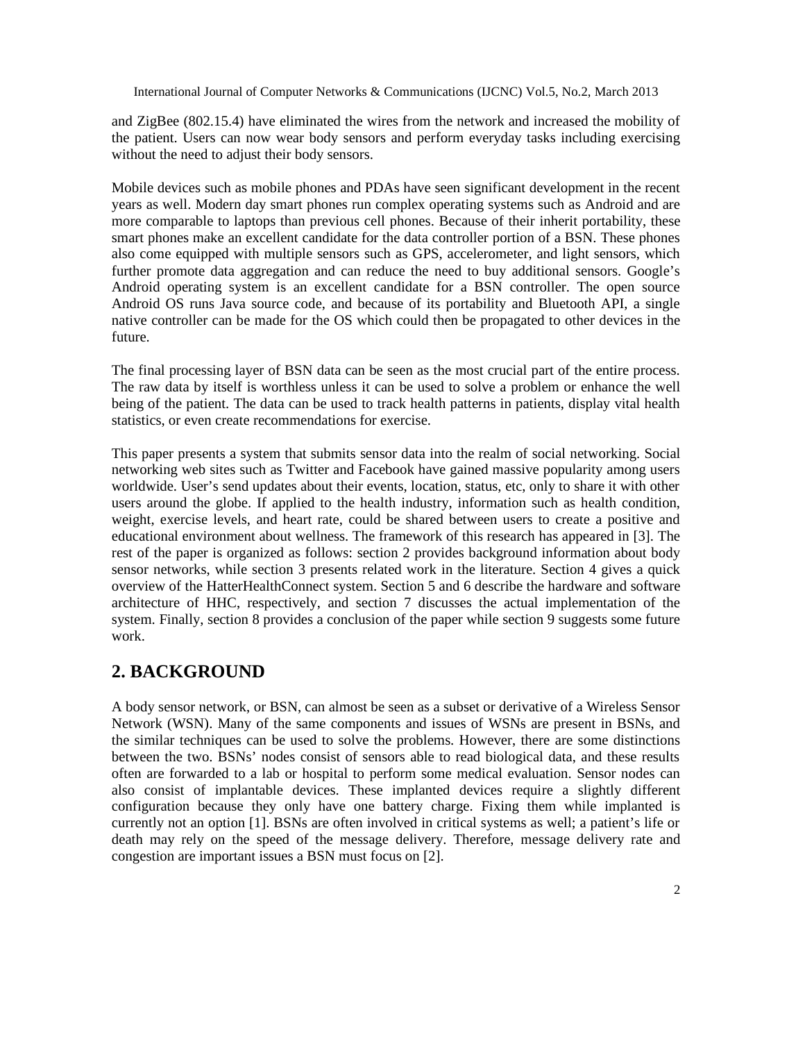and ZigBee (802.15.4) have eliminated the wires from the network and increased the mobility of the patient. Users can now wear body sensors and perform everyday tasks including exercising without the need to adjust their body sensors.

Mobile devices such as mobile phones and PDAs have seen significant development in the recent years as well. Modern day smart phones run complex operating systems such as Android and are more comparable to laptops than previous cell phones. Because of their inherit portability, these smart phones make an excellent candidate for the data controller portion of a BSN. These phones also come equipped with multiple sensors such as GPS, accelerometer, and light sensors, which further promote data aggregation and can reduce the need to buy additional sensors. Google's Android operating system is an excellent candidate for a BSN controller. The open source Android OS runs Java source code, and because of its portability and Bluetooth API, a single native controller can be made for the OS which could then be propagated to other devices in the future.

The final processing layer of BSN data can be seen as the most crucial part of the entire process. The raw data by itself is worthless unless it can be used to solve a problem or enhance the well being of the patient. The data can be used to track health patterns in patients, display vital health statistics, or even create recommendations for exercise.

This paper presents a system that submits sensor data into the realm of social networking. Social networking web sites such as Twitter and Facebook have gained massive popularity among users worldwide. User's send updates about their events, location, status, etc, only to share it with other users around the globe. If applied to the health industry, information such as health condition, weight, exercise levels, and heart rate, could be shared between users to create a positive and educational environment about wellness. The framework of this research has appeared in [3]. The rest of the paper is organized as follows: section 2 provides background information about body sensor networks, while section 3 presents related work in the literature. Section 4 gives a quick overview of the HatterHealthConnect system. Section 5 and 6 describe the hardware and software architecture of HHC, respectively, and section 7 discusses the actual implementation of the system. Finally, section 8 provides a conclusion of the paper while section 9 suggests some future work.

## 2. BACKGROUND

A body sensor network, or BSN, can almost be seen as a subset or derivative of a Wireless Sensor Network (WSN). Many of the same components and issues of WSNs are present in BSNs, and the similar techniques can be used to solve the problems. However, there are some distinctions between the two. BSNs' nodes consist of sensors able to read biological data, and these results often are forwarded to a lab or hospital to perform some medical evaluation. Sensor nodes can also consist of implantable devices. These implanted devices require a slightly different configuration because they only have one battery charge. Fixing them while implanted is currently not an option [1]. BSNs are often involved in critical systems as well; a patient's life or death may rely on the speed of the message delivery. Therefore, message delivery rate and congestion are important issues a BSN must focus on [2].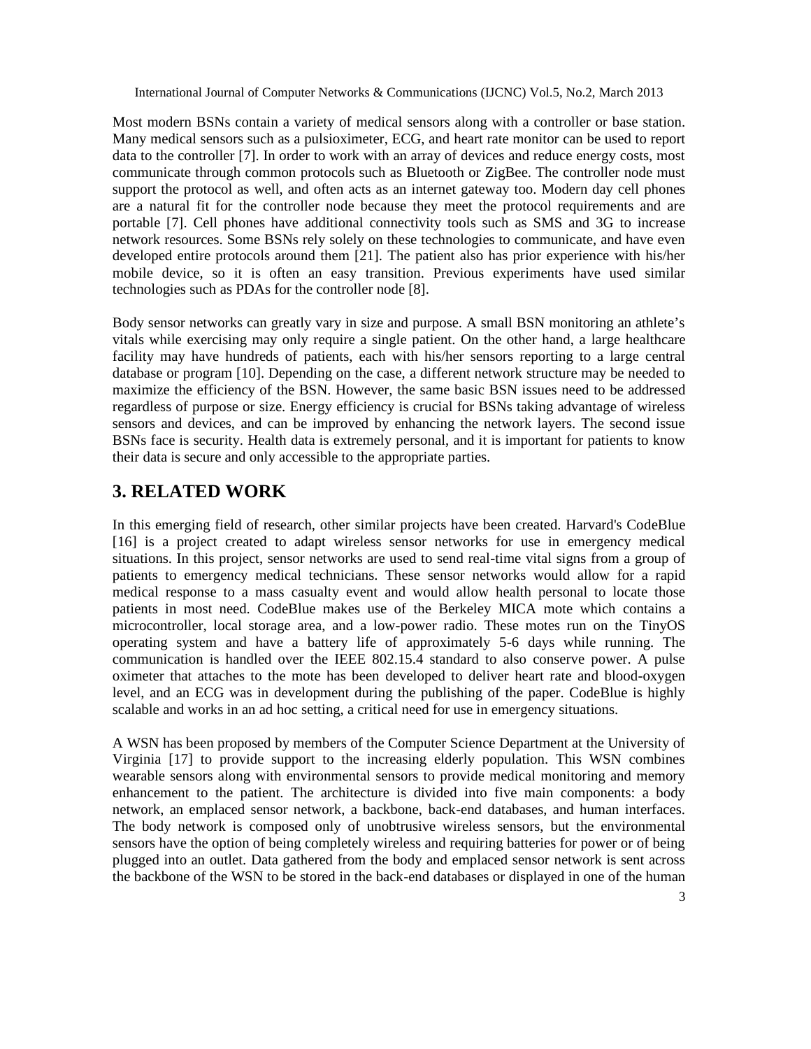Most modern BSNs contain a variety of medical sensors along with a controller or base station. Many medical sensors such as a pulsioximeter, ECG, and heart rate monitor can be used to report data to the controller [7]. In order to work with an array of devices and reduce energy costs, most communicate through common protocols such as Bluetooth or ZigBee. The controller node must support the protocol as well, and often acts as an internet gateway too. Modern day cell phones are a natural fit for the controller node because they meet the protocol requirements and are portable [7]. Cell phones have additional connectivity tools such as SMS and 3G to increase network resources. Some BSNs rely solely on these technologies to communicate, and have even developed entire protocols around them [21]. The patient also has prior experience with his/her mobile device, so it is often an easy transition. Previous experiments have used similar technologies such as PDAs for the controller node [8].

Body sensor networks can greatly vary in size and purpose. A small BSN monitoring an athlete's vitals while exercising may only require a single patient. On the other hand, a large healthcare facility may have hundreds of patients, each with his/her sensors reporting to a large central database or program [10]. Depending on the case, a different network structure may be needed to maximize the efficiency of the BSN. However, the same basic BSN issues need to be addressed regardless of purpose or size. Energy efficiency is crucial for BSNs taking advantage of wireless sensors and devices, and can be improved by enhancing the network layers. The second issue BSNs face is security. Health data is extremely personal, and it is important for patients to know their data is secure and only accessible to the appropriate parties.

## 3. RELATED WORK

In this emerging field of research, other similar projects have been created. Harvard's CodeBlue [16] is a project created to adapt wireless sensor networks for use in emergency medical situations. In this project, sensor networks are used to send real-time vital signs from a group of patients to emergency medical technicians. These sensor networks would allow for a rapid medical response to a mass casualty event and would allow health personal to locate those patients in most need. CodeBlue makes use of the Berkeley MICA mote which contains a microcontroller, local storage area, and a low-power radio. These motes run on the TinyOS operating system and have a battery life of approximately 5-6 days while running. The communication is handled over the IEEE 802.15.4 standard to also conserve power. A pulse oximeter that attaches to the mote has been developed to deliver heart rate and blood-oxygen level, and an ECG was in development during the publishing of the paper. CodeBlue is highly scalable and works in an ad hoc setting, a critical need for use in emergency situations.

A WSN has been proposed by members of the Computer Science Department at the University of Virginia [17] to provide support to the increasing elderly population. This WSN combines wearable sensors along with environmental sensors to provide medical monitoring and memory enhancement to the patient. The architecture is divided into five main components: a body network, an emplaced sensor network, a backbone, back-end databases, and human interfaces. The body network is composed only of unobtrusive wireless sensors, but the environmental sensors have the option of being completely wireless and requiring batteries for power or of being plugged into an outlet. Data gathered from the body and emplaced sensor network is sent across the backbone of the WSN to be stored in the back-end databases or displayed in one of the human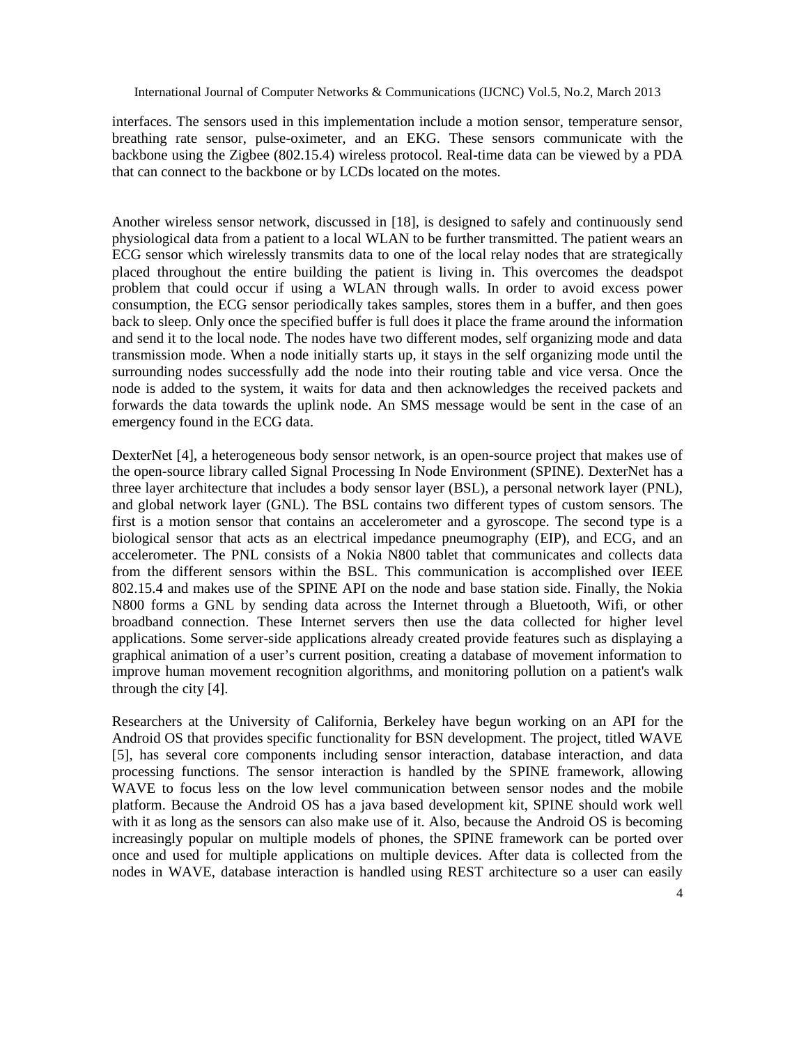interfaces. The sensors used in this implementation include a motion sensor, temperature sensor, breathing rate sensor, pulse-oximeter, and an EKG. These sensors communicate with the backbone using the Zigbee (802.15.4) wireless protocol. Real-time data can be viewed by a PDA that can connect to the backbone or by LCDs located on the motes.

Another wireless sensor network, discussed in [18], is designed to safely and continuously send physiological data from a patient to a local WLAN to be further transmitted. The patient wears an ECG sensor which wirelessly transmits data to one of the local relay nodes that are strategically placed throughout the entire building the patient is living in. This overcomes the deadspot problem that could occur if using a WLAN through walls. In order to avoid excess power consumption, the ECG sensor periodically takes samples, stores them in a buffer, and then goes back to sleep. Only once the specified buffer is full does it place the frame around the information and send it to the local node. The nodes have two different modes, self organizing mode and data transmission mode. When a node initially starts up, it stays in the self organizing mode until the surrounding nodes successfully add the node into their routing table and vice versa. Once the node is added to the system, it waits for data and then acknowledges the received packets and forwards the data towards the uplink node. An SMS message would be sent in the case of an emergency found in the ECG data.

DexterNet [4], a heterogeneous body sensor network, is an open-source project that makes use of the open-source library called Signal Processing In Node Environment (SPINE). DexterNet has a three layer architecture that includes a body sensor layer (BSL), a personal network layer (PNL), and global network layer (GNL). The BSL contains two different types of custom sensors. The first is a motion sensor that contains an accelerometer and a gyroscope. The second type is a biological sensor that acts as an electrical impedance pneumography (EIP), and ECG, and an accelerometer. The PNL consists of a Nokia N800 tablet that communicates and collects data from the different sensors within the BSL. This communication is accomplished over IEEE 802.15.4 and makes use of the SPINE API on the node and base station side. Finally, the Nokia N800 forms a GNL by sending data across the Internet through a Bluetooth, Wifi, or other broadband connection. These Internet servers then use the data collected for higher level applications. Some server-side applications already created provide features such as displaying a graphical animation of a user's current position, creating a database of movement information to improve human movement recognition algorithms, and monitoring pollution on a patient's walk through the city [4].

Researchers at the University of California, Berkeley have begun working on an API for the Android OS that provides specific functionality for BSN development. The project, titled WAVE [5], has several core components including sensor interaction, database interaction, and data processing functions. The sensor interaction is handled by the SPINE framework, allowing WAVE to focus less on the low level communication between sensor nodes and the mobile platform. Because the Android OS has a java based development kit, SPINE should work well with it as long as the sensors can also make use of it. Also, because the Android OS is becoming increasingly popular on multiple models of phones, the SPINE framework can be ported over once and used for multiple applications on multiple devices. After data is collected from the nodes in WAVE, database interaction is handled using REST architecture so a user can easily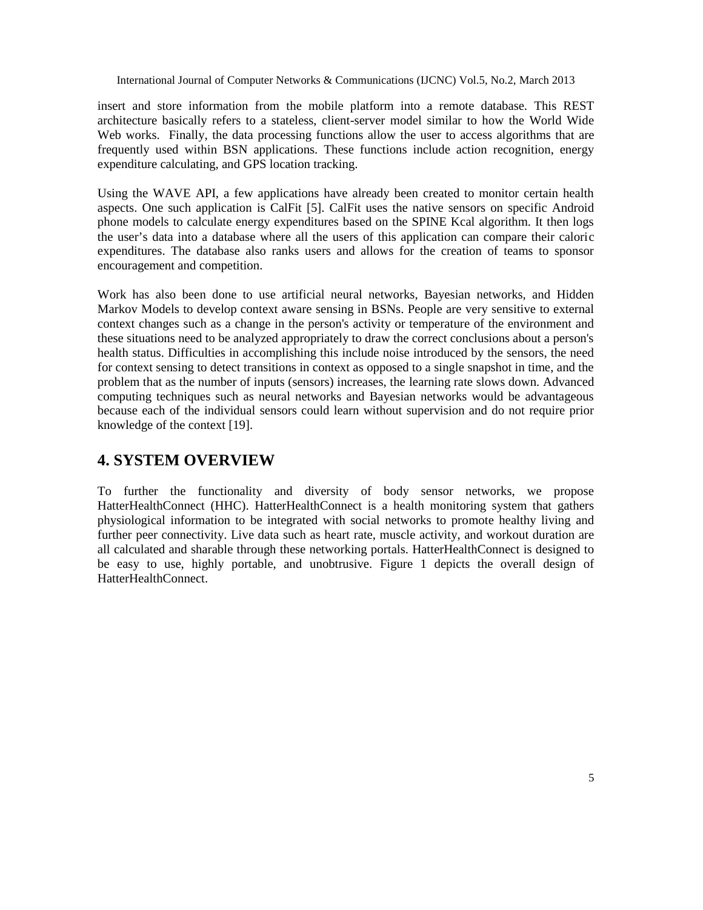insert and store information from the mobile platform into a remote database. This REST architecture basically refers to a stateless, client-server model similar to how the World Wide Web works. Finally, the data processing functions allow the user to access algorithms that are frequently used within BSN applications. These functions include action recognition, energy expenditure calculating, and GPS location tracking.

Using the WAVE API, a few applications have already been created to monitor certain health aspects. One such application is CalFit [5]. CalFit uses the native sensors on specific Android phone models to calculate energy expenditures based on the SPINE Kcal algorithm. It then logs the user's data into a database where all the users of this application can compare their caloric expenditures. The database also ranks users and allows for the creation of teams to sponsor encouragement and competition.

Work has also been done to use artificial neural networks, Bayesian networks, and Hidden Markov Models to develop context aware sensing in BSNs. People are very sensitive to external context changes such as a change in the person's activity or temperature of the environment and these situations need to be analyzed appropriately to draw the correct conclusions about a person's health status. Difficulties in accomplishing this include noise introduced by the sensors, the need for context sensing to detect transitions in context as opposed to a single snapshot in time, and the problem that as the number of inputs (sensors) increases, the learning rate slows down. Advanced computing techniques such as neural networks and Bayesian networks would be advantageous because each of the individual sensors could learn without supervision and do not require prior knowledge of the context [19].

# 4. SYSTEM OVERVIEW

To further the functionality and diversity of body sensor networks, we propose HatterHealthConnect (HHC). HatterHealthConnect is a health monitoring system that gathers physiological information to be integrated with social networks to promote healthy living and further peer connectivity. Live data such as heart rate, muscle activity, and workout duration are all calculated and sharable through these networking portals. HatterHealthConnect is designed to be easy to use, highly portable, and unobtrusive. Figure 1 depicts the overall design of HatterHealthConnect.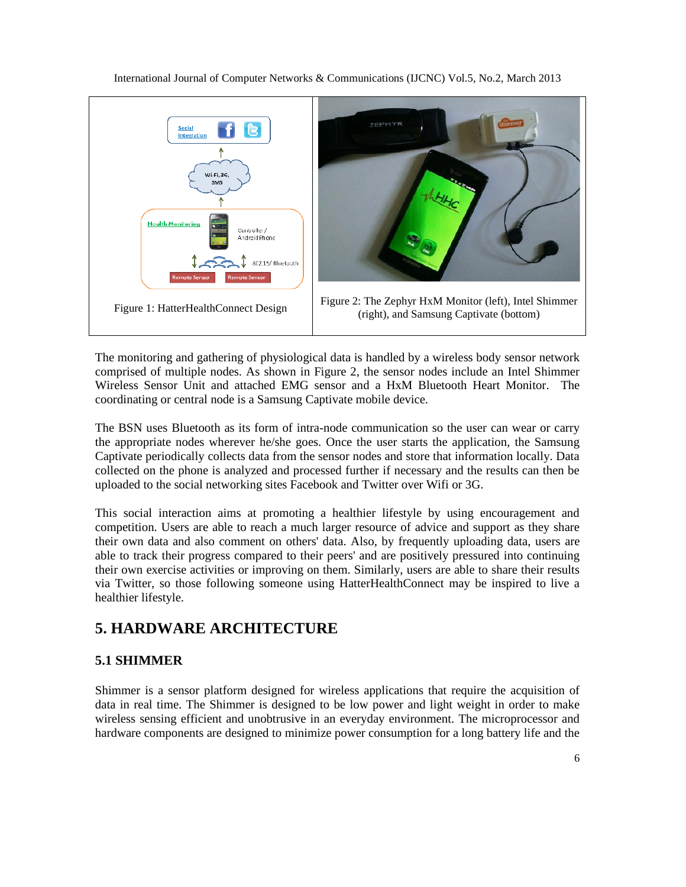Figure 1: HatterHealthConnect Design

Figure 2: The Zephyr HxM Monitor (left), Intel Shimmer (right), and Samsung Captivate (bottom)

The monitoring and gathering of physiological data is handled by a wireless body sensor network comprised of multiple nodes. As shown in Figure 2, the sensor nodes include an Intel Shimmer Wireless Sensor Unit and attached EMG sensor and a HxM Bluetooth Heart Monitor. The coordinating or central node is a Samsung Captivate mobile device.

The BSN uses Bluetooth as its form of intra-node communication so the user can wear or carry the appropriate nodes wherever he/she goes. Once the user starts the application, the Samsung Captivate periodically collects data from the sensor nodes and store that information locally. Data collected on the phone is analyzed and processed further if necessary and the results can then be uploaded to the social networking sites Facebook and Twitter over Wifi or 3G.

This social interaction aims at promoting a healthier lifestyle by using encouragement and competition. Users are able to reach a much larger resource of advice and support as they share their own data and also comment on others' data. Also, by frequently uploading data, users are able to track their progress compared to their peers' and are positively pressured into continuing their own exercise activities or improving on them. Similarly, users are able to share their results via Twitter, so those following someone using HatterHealthConnect may be inspired to live a healthier lifestyle.

# 5. HARDWARE ARCHITECTURE

## 5.1 SHIMMER

Shimmer is a sensor platform designed for wireless applications that require the acquisition of data in real time. The Shimmer is designed to be low power and light weight in order to make wireless sensing efficient and unobtrusive in an everyday environment. The microprocessor and hardware components are designed to minimize power consumption for a long battery life and the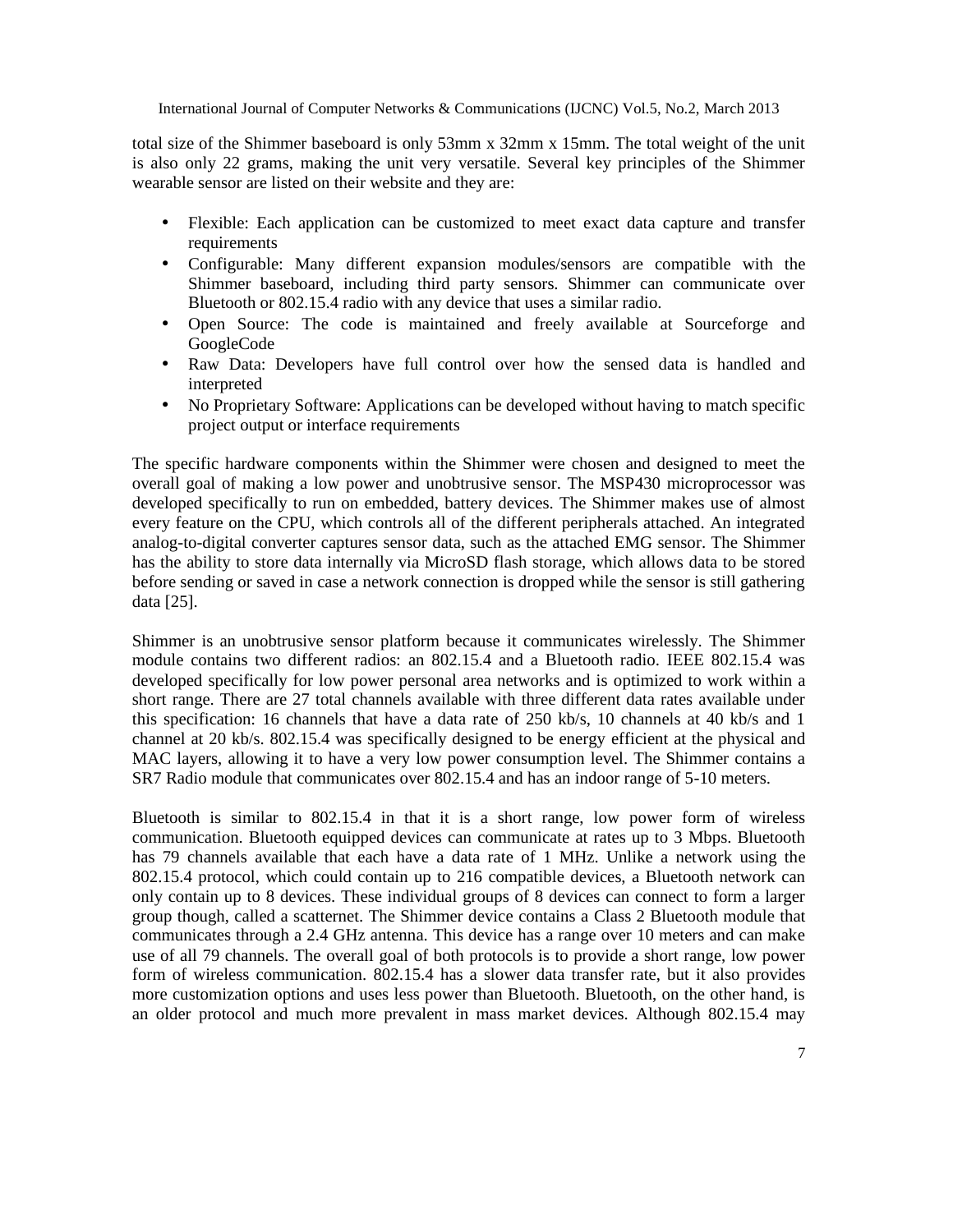total size of the Shimmer baseboard is only 53mm x 32mm x 15mm. The total weight of the unit is also only 22 grams, making the unit very versatile. Several key principles of the Shimmer wearable sensor are listed on their website and they are:

- Flexible: Each application can be customized to meet exact data capture and transfer requirements
- Configurable: Many different expansion modules/sensors are compatible with the Shimmer baseboard, including third party sensors. Shimmer can communicate over Bluetooth or 802.15.4 radio with any device that uses a similar radio.
- Open Source: The code is maintained and freely available at Sourceforge and GoogleCode
- Raw Data: Developers have full control over how the sensed data is handled and interpreted
- No Proprietary Software: Applications can be developed without having to match specific project output or interface requirements

The specific hardware components within the Shimmer were chosen and designed to meet the overall goal of making a low power and unobtrusive sensor. The MSP430 microprocessor was developed specifically to run on embedded, battery devices. The Shimmer makes use of almost every feature on the CPU, which controls all of the different peripherals attached. An integrated analog-to-digital converter captures sensor data, such as the attached EMG sensor. The Shimmer has the ability to store data internally via MicroSD flash storage, which allows data to be stored before sending or saved in case a network connection is dropped while the sensor is still gathering data [25].

Shimmer is an unobtrusive sensor platform because it communicates wirelessly. The Shimmer module contains two different radios: an 802.15.4 and a Bluetooth radio. IEEE 802.15.4 was developed specifically for low power personal area networks and is optimized to work within a short range. There are 27 total channels available with three different data rates available under this specification: 16 channels that have a data rate of 250 kb/s, 10 channels at 40 kb/s and 1 channel at 20 kb/s. 802.15.4 was specifically designed to be energy efficient at the physical and MAC layers, allowing it to have a very low power consumption level. The Shimmer contains a SR7 Radio module that communicates over 802.15.4 and has an indoor range of 5-10 meters.

Bluetooth is similar to 802.15.4 in that it is a short range, low power form of wireless communication. Bluetooth equipped devices can communicate at rates up to 3 Mbps. Bluetooth has 79 channels available that each have a data rate of 1 MHz. Unlike a network using the 802.15.4 protocol, which could contain up to 216 compatible devices, a Bluetooth network can only contain up to 8 devices. These individual groups of 8 devices can connect to form a larger group though, called a scatternet. The Shimmer device contains a Class 2 Bluetooth module that communicates through a 2.4 GHz antenna. This device has a range over 10 meters and can make use of all 79 channels. The overall goal of both protocols is to provide a short range, low power form of wireless communication. 802.15.4 has a slower data transfer rate, but it also provides more customization options and uses less power than Bluetooth. Bluetooth, on the other hand, is an older protocol and much more prevalent in mass market devices. Although 802.15.4 may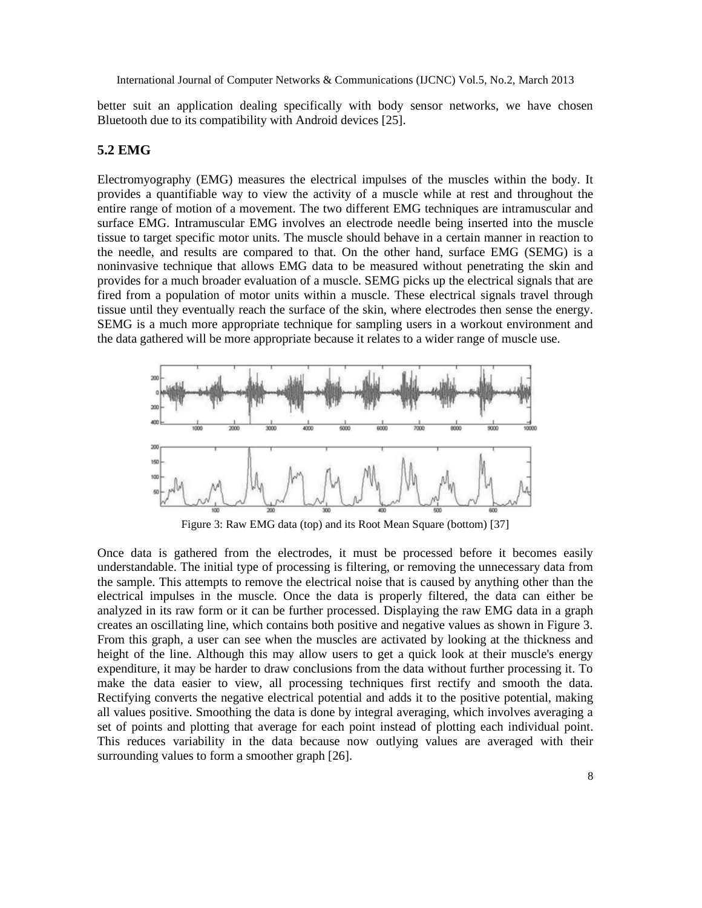better suit an application dealing specifically with body sensor networks, we have chosen Bluetooth due to its compatibility with Android devices [25].

### 5.2 EMG

Electromyography (EMG) measures the electrical impulses of the muscles within the body. It provides a quantifiable way to view the activity of a muscle while at rest and throughout the entire range of motion of a movement. The two different EMG techniques are intramuscular and surface EMG. Intramuscular EMG involves an electrode needle being inserted into the muscle tissue to target specific motor units. The muscle should behave in a certain manner in reaction to the needle, and results are compared to that. On the other hand, surface EMG (SEMG) is a noninvasive technique that allows EMG data to be measured without penetrating the skin and provides for a much broader evaluation of a muscle. SEMG picks up the electrical signals that are fired from a population of motor units within a muscle. These electrical signals travel through tissue until they eventually reach the surface of the skin, where electrodes then sense the energy. SEMG is a much more appropriate technique for sampling users in a workout environment and the data gathered will be more appropriate because it relates to a wider range of muscle use.

Figure 3: Raw EMG data (top) and its Root Mean Square (bottom) [37]

Once data is gathered from the electrodes, it must be processed before it becomes easily understandable. The initial type of processing is filtering, or removing the unnecessary data from the sample. This attempts to remove the electrical noise that is caused by anything other than the electrical impulses in the muscle. Once the data is properly filtered, the data can either be analyzed in its raw form or it can be further processed. Displaying the raw EMG data in a graph creates an oscillating line, which contains both positive and negative values as shown in Figure 3. From this graph, a user can see when the muscles are activated by looking at the thickness and height of the line. Although this may allow users to get a quick look at their muscle's energy expenditure, it may be harder to draw conclusions from the data without further processing it. To make the data easier to view, all processing techniques first rectify and smooth the data. Rectifying converts the negative electrical potential and adds it to the positive potential, making all values positive. Smoothing the data is done by integral averaging, which involves averaging a set of points and plotting that average for each point instead of plotting each individual point. This reduces variability in the data because now outlying values are averaged with their surrounding values to form a smoother graph [26].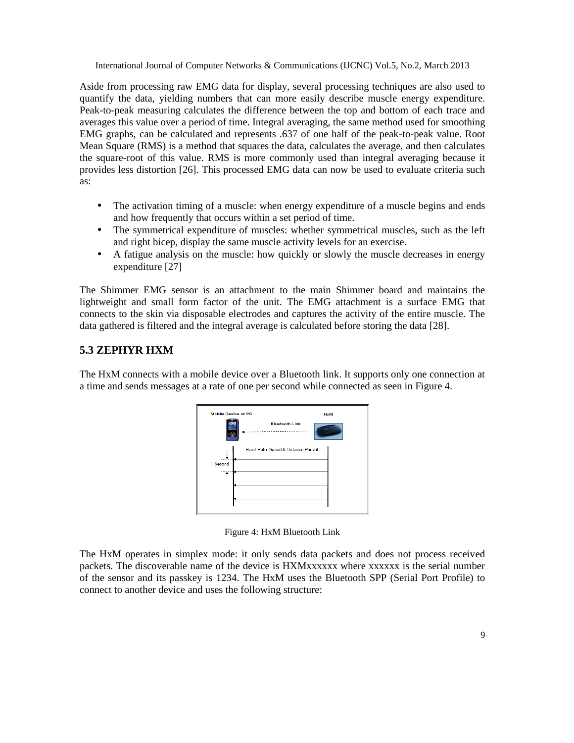Aside from processing raw EMG data for display, several processing techniques are also used to quantify the data, yielding numbers that can more easily describe muscle energy expenditure. Peak-to-peak measuring calculates the difference between the top and bottom of each trace and averages this value over a period of time. Integral averaging, the same method used for smoothing EMG graphs, can be calculated and represents .637 of one half of the peak-to-peak value. Root Mean Square (RMS) is a method that squares the data, calculates the average, and then calculates the square-root of this value. RMS is more commonly used than integral averaging because it provides less distortion [26]. This processed EMG data can now be used to evaluate criteria such as:

- The activation timing of a muscle: when energy expenditure of a muscle begins and ends and how frequently that occurs within a set period of time.
- The symmetrical expenditure of muscles: whether symmetrical muscles, such as the left and right bicep, display the same muscle activity levels for an exercise.
- A fatigue analysis on the muscle: how quickly or slowly the muscle decreases in energy expenditure [27]

The Shimmer EMG sensor is an attachment to the main Shimmer board and maintains the lightweight and small form factor of the unit. The EMG attachment is a surface EMG that connects to the skin via disposable electrodes and captures the activity of the entire muscle. The data gathered is filtered and the integral average is calculated before storing the data [28].

## 5.3 ZEPHYR HXM

The HxM connects with a mobile device over a Bluetooth link. It supports only one connection at a time and sends messages at a rate of one per second while connected as seen in Figure 4.

Figure 4: HxM Bluetooth Link

The HxM operates in simplex mode: it only sends data packets and does not process received packets. The discoverable name of the device is HXMxxxxxx where xxxxxx is the serial number of the sensor and its passkey is 1234. The HxM uses the Bluetooth SPP (Serial Port Profile) to connect to another device and uses the following structure: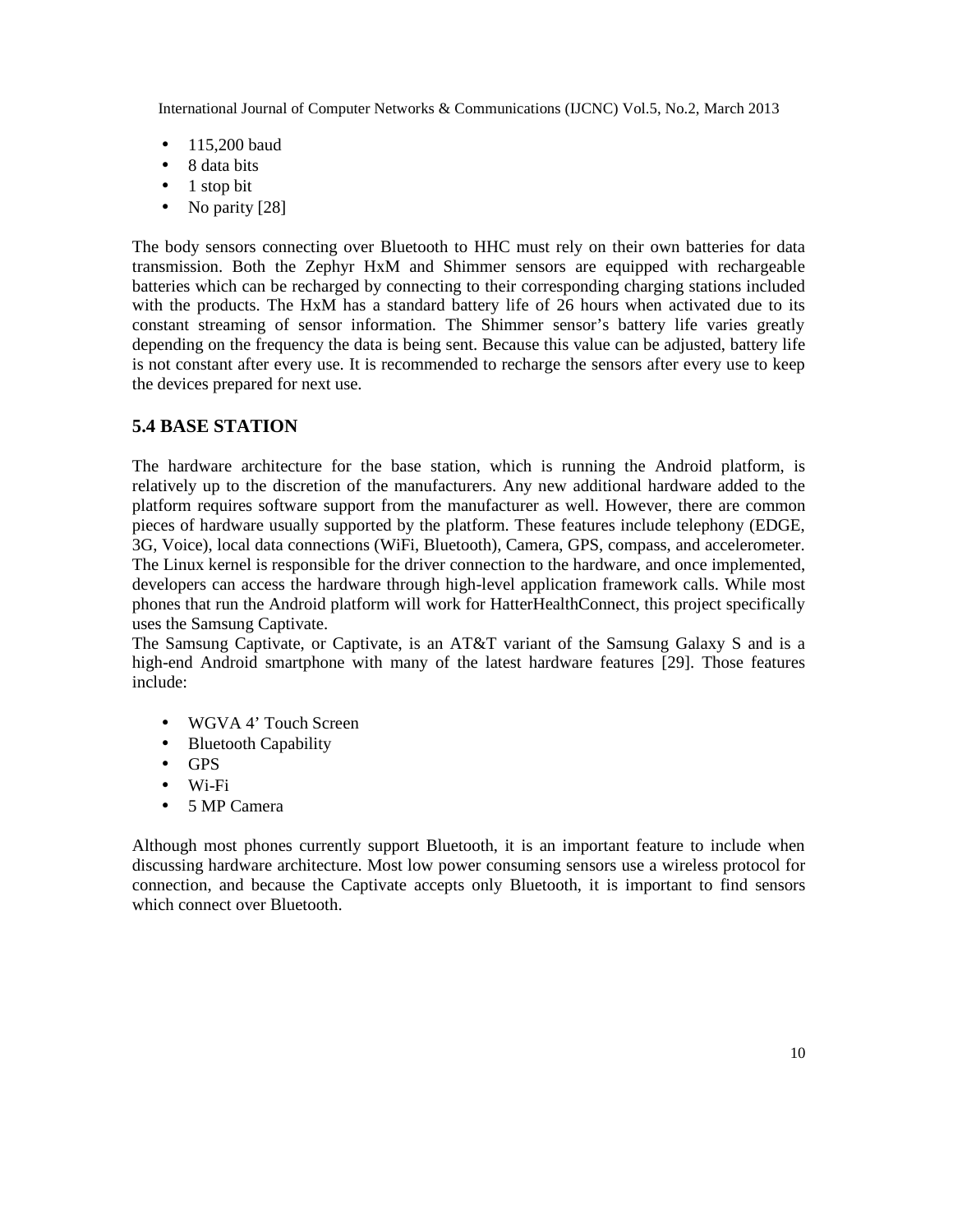- 115,200 baud
- 8 data bits
- 1 stop bit
- No parity [28]

The body sensors connecting over Bluetooth to HHC must rely on their own batteries for data transmission. Both the Zephyr HxM and Shimmer sensors are equipped with rechargeable batteries which can be recharged by connecting to their corresponding charging stations included with the products. The HxM has a standard battery life of 26 hours when activated due to its constant streaming of sensor information. The Shimmer sensor's battery life varies greatly depending on the frequency the data is being sent. Because this value can be adjusted, battery life is not constant after every use. It is recommended to recharge the sensors after every use to keep the devices prepared for next use.

## 5.4 BASE STATION

The hardware architecture for the base station, which is running the Android platform, is relatively up to the discretion of the manufacturers. Any new additional hardware added to the platform requires software support from the manufacturer as well. However, there are common pieces of hardware usually supported by the platform. These features include telephony (EDGE, 3G, Voice), local data connections (WiFi, Bluetooth), Camera, GPS, compass, and accelerometer. The Linux kernel is responsible for the driver connection to the hardware, and once implemented, developers can access the hardware through high-level application framework calls. While most phones that run the Android platform will work for HatterHealthConnect, this project specifically uses the Samsung Captivate.

The Samsung Captivate, or Captivate, is an AT&T variant of the Samsung Galaxy S and is a high-end Android smartphone with many of the latest hardware features [29]. Those features include:

- WGVA 4' Touch Screen
- Bluetooth Capability
- GPS
- Wi-Fi
- 5 MP Camera

Although most phones currently support Bluetooth, it is an important feature to include when discussing hardware architecture. Most low power consuming sensors use a wireless protocol for connection, and because the Captivate accepts only Bluetooth, it is important to find sensors which connect over Bluetooth.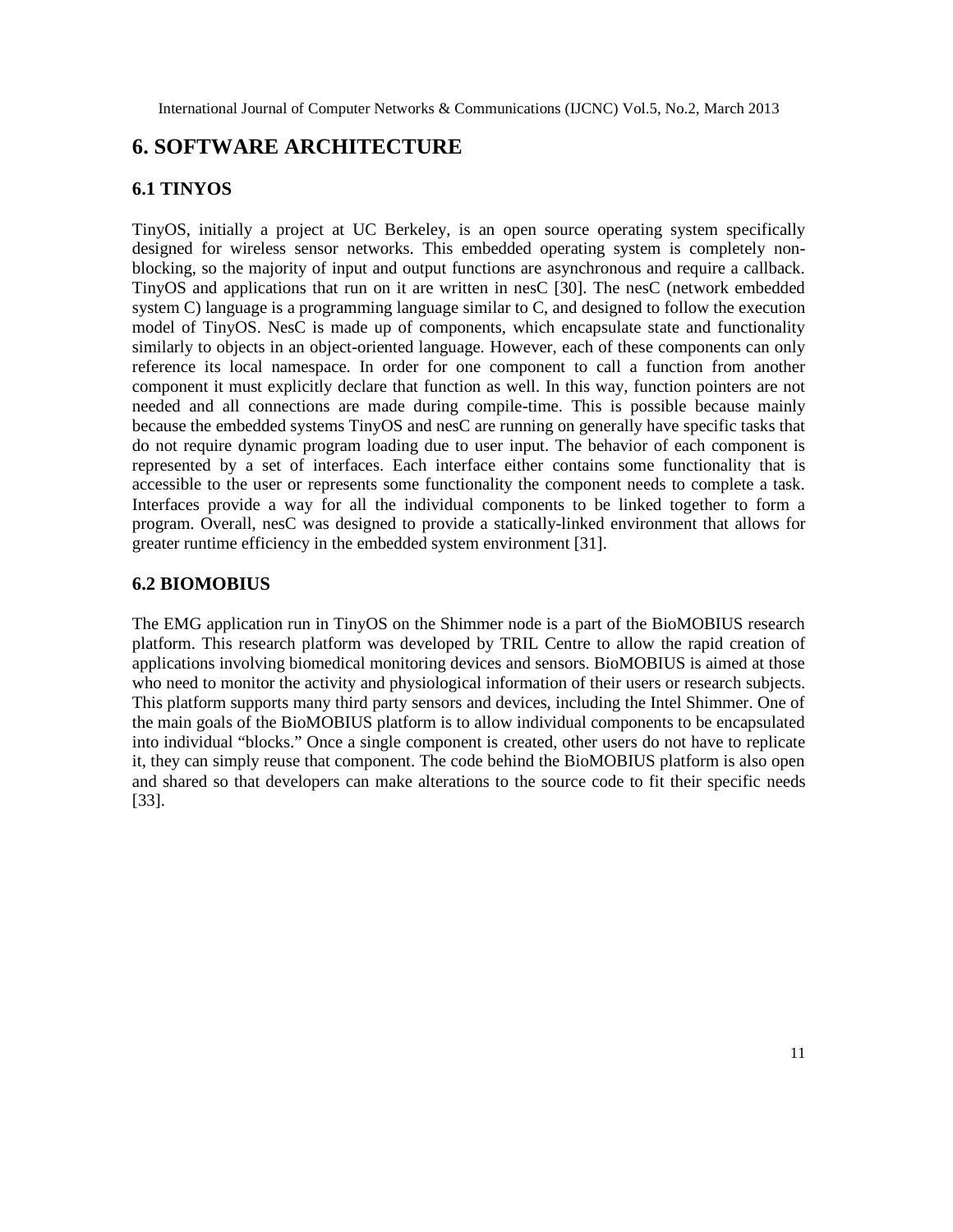# 6. SOFTWARE ARCHITECTURE

## 6.1 TINYOS

TinyOS, initially a project at UC Berkeley, is an open source operating system specifically designed for wireless sensor networks. This embedded operating system is completely non-blocking, so the majority of input and output functions are asynchronous and require a callback. TinyOS and applications that run on it are written in nesC [30]. The nesC (network embedded system C) language is a programming language similar to C, and designed to follow the execution model of TinyOS. NesC is made up of components, which encapsulate state and functionality similarly to objects in an object-oriented language. However, each of these components can only reference its local namespace. In order for one component to call a function from another component it must explicitly declare that function as well. In this way, function pointers are not needed and all connections are made during compile-time. This is possible because mainly because the embedded systems TinyOS and nesC are running on generally have specific tasks that do not require dynamic program loading due to user input. The behavior of each component is represented by a set of interfaces. Each interface either contains some functionality that is accessible to the user or represents some functionality the component needs to complete a task. Interfaces provide a way for all the individual components to be linked together to form a program. Overall, nesC was designed to provide a statically-linked environment that allows for greater runtime efficiency in the embedded system environment [31].

## 6.2 BIOMOBIUS

The EMG application run in TinyOS on the Shimmer node is a part of the BioMOBIUS research platform. This research platform was developed by TRIL Centre to allow the rapid creation of applications involving biomedical monitoring devices and sensors. BioMOBIUS is aimed at those who need to monitor the activity and physiological information of their users or research subjects. This platform supports many third party sensors and devices, including the Intel Shimmer. One of the main goals of the BioMOBIUS platform is to allow individual components to be encapsulated into individual "blocks." Once a single component is created, other users do not have to replicate it, they can simply reuse that component. The code behind the BioMOBIUS platform is also open and shared so that developers can make alterations to the source code to fit their specific needs [33].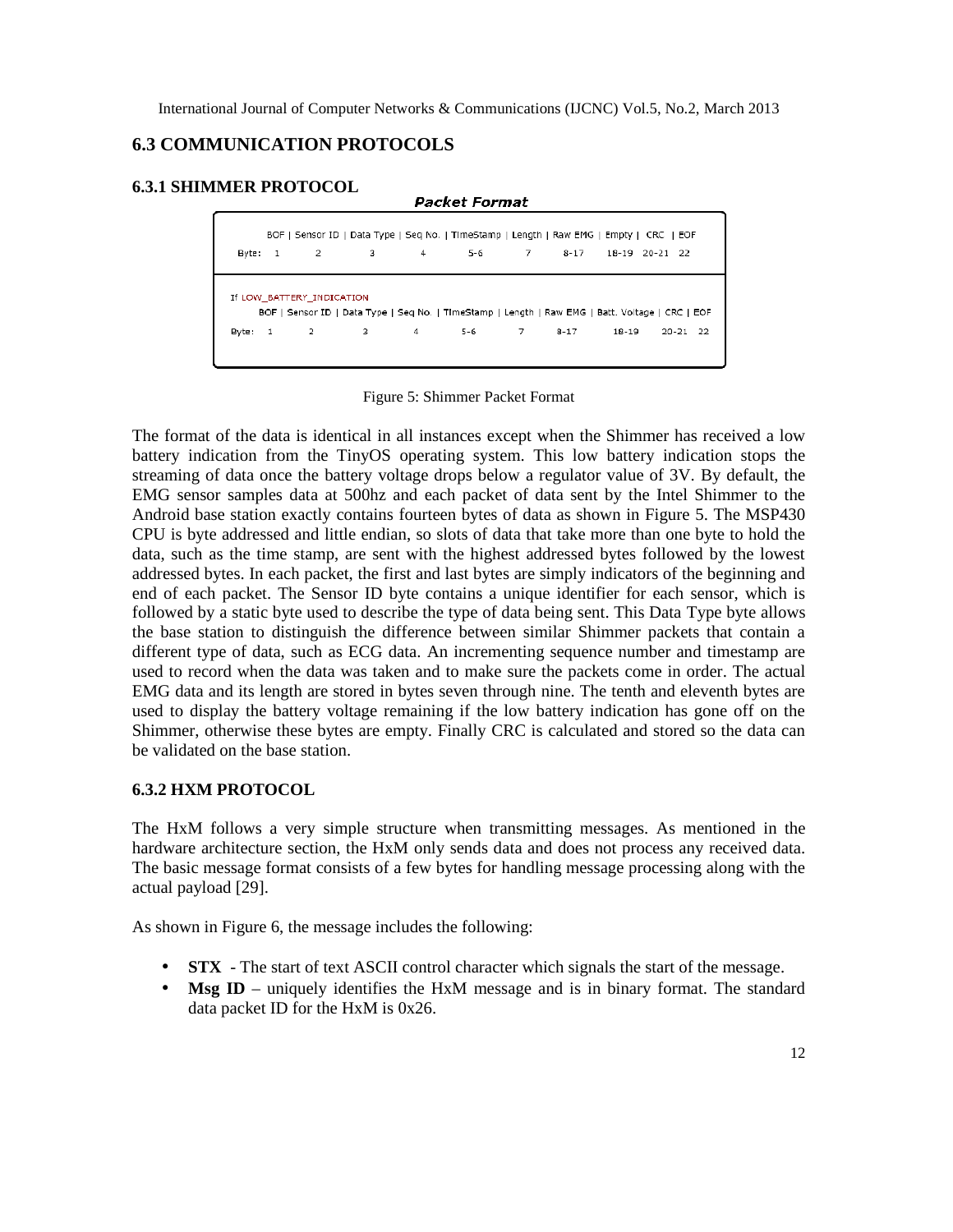## 6.3 COMMUNICATION PROTOCOLS

### 6.3.1 SHIMMER PROTOCOL

**Packet Format**

| | BOF | Sensor ID | Data Type | Seq No. | TimeStamp | Length | Raw EMG | Empty | CRC | EOF |
|---|---|---|---|---|---|---|---|---|---|---|
| Byte: | 1 | 2 | 3 | 4 | 5-6 | 7 | 8-17 | 18-19 | 20-21 | 22 |

If LOW_BATTERY_INDICATION

| | BOF | Sensor ID | Data Type | Seq No. | TimeStamp | Length | Raw EMG | Batt. Voltage | CRC | EOF |
|---|---|---|---|---|---|---|---|---|---|---|
| Byte: | 1 | 2 | 3 | 4 | 5-6 | 7 | 8-17 | 18-19 | 20-21 | 22 |

Figure 5: Shimmer Packet Format

The format of the data is identical in all instances except when the Shimmer has received a low battery indication from the TinyOS operating system. This low battery indication stops the streaming of data once the battery voltage drops below a regulator value of 3V. By default, the EMG sensor samples data at 500hz and each packet of data sent by the Intel Shimmer to the Android base station exactly contains fourteen bytes of data as shown in Figure 5. The MSP430 CPU is byte addressed and little endian, so slots of data that take more than one byte to hold the data, such as the time stamp, are sent with the highest addressed bytes followed by the lowest addressed bytes. In each packet, the first and last bytes are simply indicators of the beginning and end of each packet. The Sensor ID byte contains a unique identifier for each sensor, which is followed by a static byte used to describe the type of data being sent. This Data Type byte allows the base station to distinguish the difference between similar Shimmer packets that contain a different type of data, such as ECG data. An incrementing sequence number and timestamp are used to record when the data was taken and to make sure the packets come in order. The actual EMG data and its length are stored in bytes seven through nine. The tenth and eleventh bytes are used to display the battery voltage remaining if the low battery indication has gone off on the Shimmer, otherwise these bytes are empty. Finally CRC is calculated and stored so the data can be validated on the base station.

### 6.3.2 HXM PROTOCOL

The HxM follows a very simple structure when transmitting messages. As mentioned in the hardware architecture section, the HxM only sends data and does not process any received data. The basic message format consists of a few bytes for handling message processing along with the actual payload [29].

As shown in Figure 6, the message includes the following:

- **STX** - The start of text ASCII control character which signals the start of the message.
- **Msg ID** – uniquely identifies the HxM message and is in binary format. The standard data packet ID for the HxM is 0x26.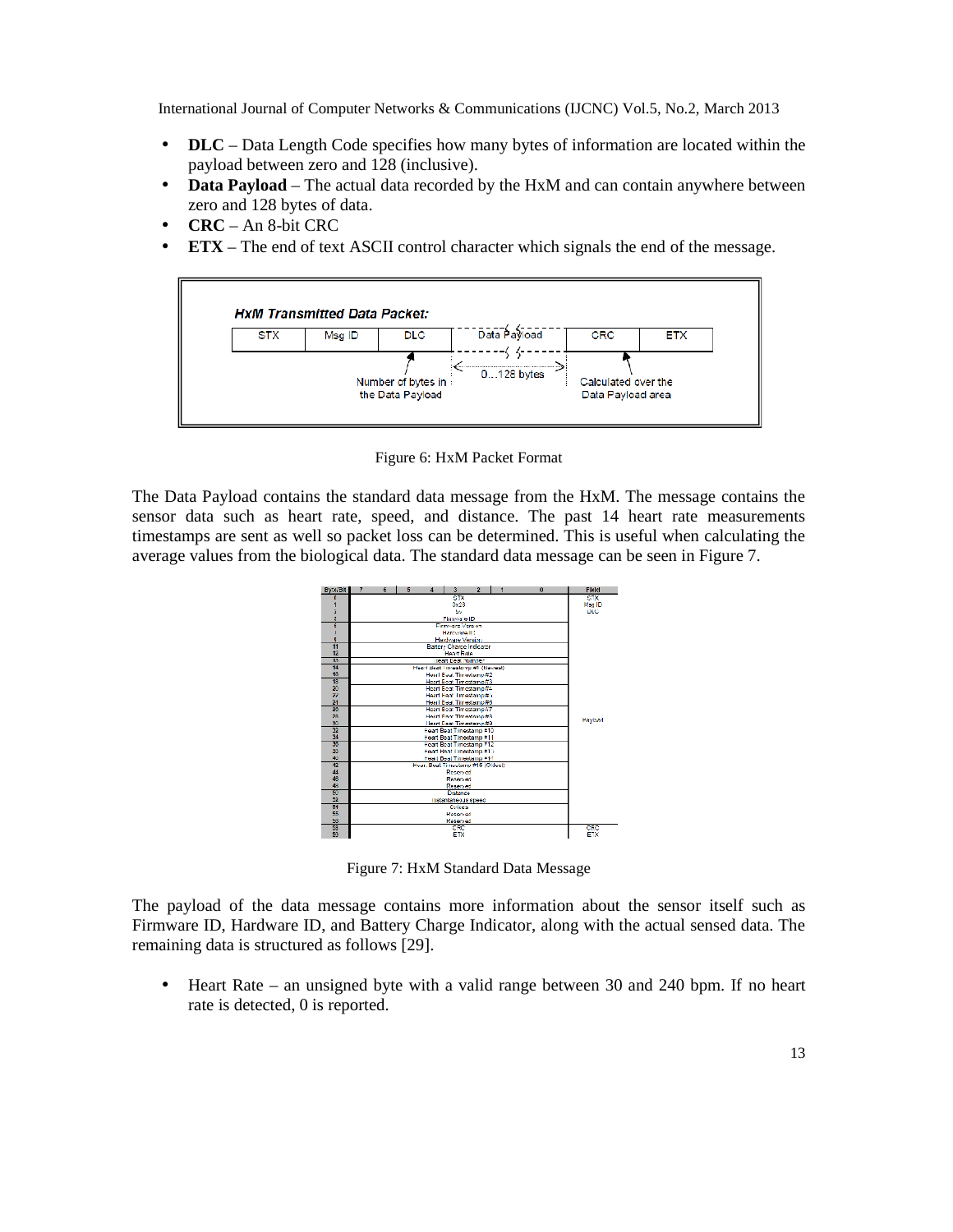- **DLC** – Data Length Code specifies how many bytes of information are located within the payload between zero and 128 (inclusive).
- **Data Payload** – The actual data recorded by the HxM and can contain anywhere between zero and 128 bytes of data.
- **CRC** – An 8-bit CRC
- **ETX** – The end of text ASCII control character which signals the end of the message.

Figure 6: HxM Packet Format

The Data Payload contains the standard data message from the HxM. The message contains the sensor data such as heart rate, speed, and distance. The past 14 heart rate measurements timestamps are sent as well so packet loss can be determined. This is useful when calculating the average values from the biological data. The standard data message can be seen in Figure 7.

Figure 7: HxM Standard Data Message

The payload of the data message contains more information about the sensor itself such as Firmware ID, Hardware ID, and Battery Charge Indicator, along with the actual sensed data. The remaining data is structured as follows [29].

- Heart Rate – an unsigned byte with a valid range between 30 and 240 bpm. If no heart rate is detected, 0 is reported.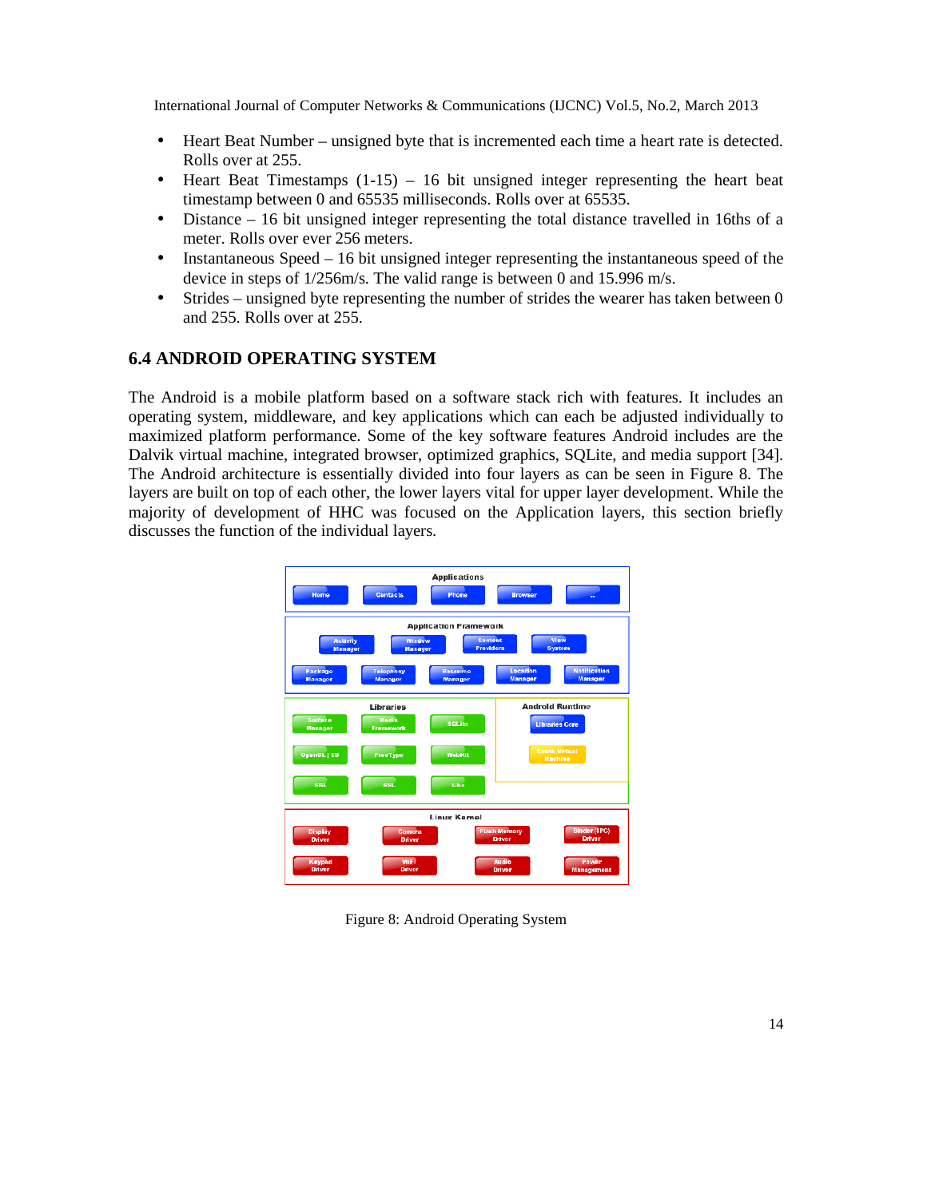- Heart Beat Number – unsigned byte that is incremented each time a heart rate is detected. Rolls over at 255.
- Heart Beat Timestamps (1-15) – 16 bit unsigned integer representing the heart beat timestamp between 0 and 65535 milliseconds. Rolls over at 65535.
- Distance – 16 bit unsigned integer representing the total distance travelled in 16ths of a meter. Rolls over ever 256 meters.
- Instantaneous Speed – 16 bit unsigned integer representing the instantaneous speed of the device in steps of 1/256m/s. The valid range is between 0 and 15.996 m/s.
- Strides – unsigned byte representing the number of strides the wearer has taken between 0 and 255. Rolls over at 255.

## 6.4 ANDROID OPERATING SYSTEM

The Android is a mobile platform based on a software stack rich with features. It includes an operating system, middleware, and key applications which can each be adjusted individually to maximized platform performance. Some of the key software features Android includes are the Dalvik virtual machine, integrated browser, optimized graphics, SQLite, and media support [34]. The Android architecture is essentially divided into four layers as can be seen in Figure 8. The layers are built on top of each other, the lower layers vital for upper layer development. While the majority of development of HHC was focused on the Application layers, this section briefly discusses the function of the individual layers.

Figure 8: Android Operating System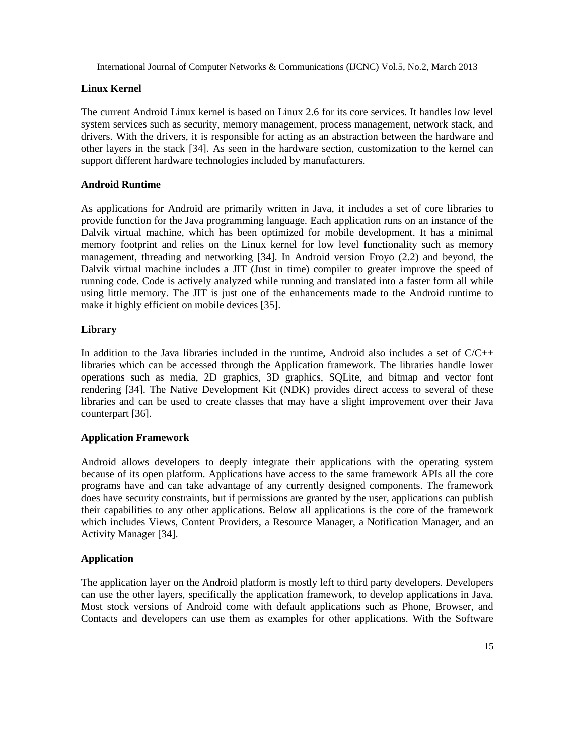### Linux Kernel

The current Android Linux kernel is based on Linux 2.6 for its core services. It handles low level system services such as security, memory management, process management, network stack, and drivers. With the drivers, it is responsible for acting as an abstraction between the hardware and other layers in the stack [34]. As seen in the hardware section, customization to the kernel can support different hardware technologies included by manufacturers.

### Android Runtime

As applications for Android are primarily written in Java, it includes a set of core libraries to provide function for the Java programming language. Each application runs on an instance of the Dalvik virtual machine, which has been optimized for mobile development. It has a minimal memory footprint and relies on the Linux kernel for low level functionality such as memory management, threading and networking [34]. In Android version Froyo (2.2) and beyond, the Dalvik virtual machine includes a JIT (Just in time) compiler to greater improve the speed of running code. Code is actively analyzed while running and translated into a faster form all while using little memory. The JIT is just one of the enhancements made to the Android runtime to make it highly efficient on mobile devices [35].

### Library

In addition to the Java libraries included in the runtime, Android also includes a set of C/C++ libraries which can be accessed through the Application framework. The libraries handle lower operations such as media, 2D graphics, 3D graphics, SQLite, and bitmap and vector font rendering [34]. The Native Development Kit (NDK) provides direct access to several of these libraries and can be used to create classes that may have a slight improvement over their Java counterpart [36].

### Application Framework

Android allows developers to deeply integrate their applications with the operating system because of its open platform. Applications have access to the same framework APIs all the core programs have and can take advantage of any currently designed components. The framework does have security constraints, but if permissions are granted by the user, applications can publish their capabilities to any other applications. Below all applications is the core of the framework which includes Views, Content Providers, a Resource Manager, a Notification Manager, and an Activity Manager [34].

### Application

The application layer on the Android platform is mostly left to third party developers. Developers can use the other layers, specifically the application framework, to develop applications in Java. Most stock versions of Android come with default applications such as Phone, Browser, and Contacts and developers can use them as examples for other applications. With the Software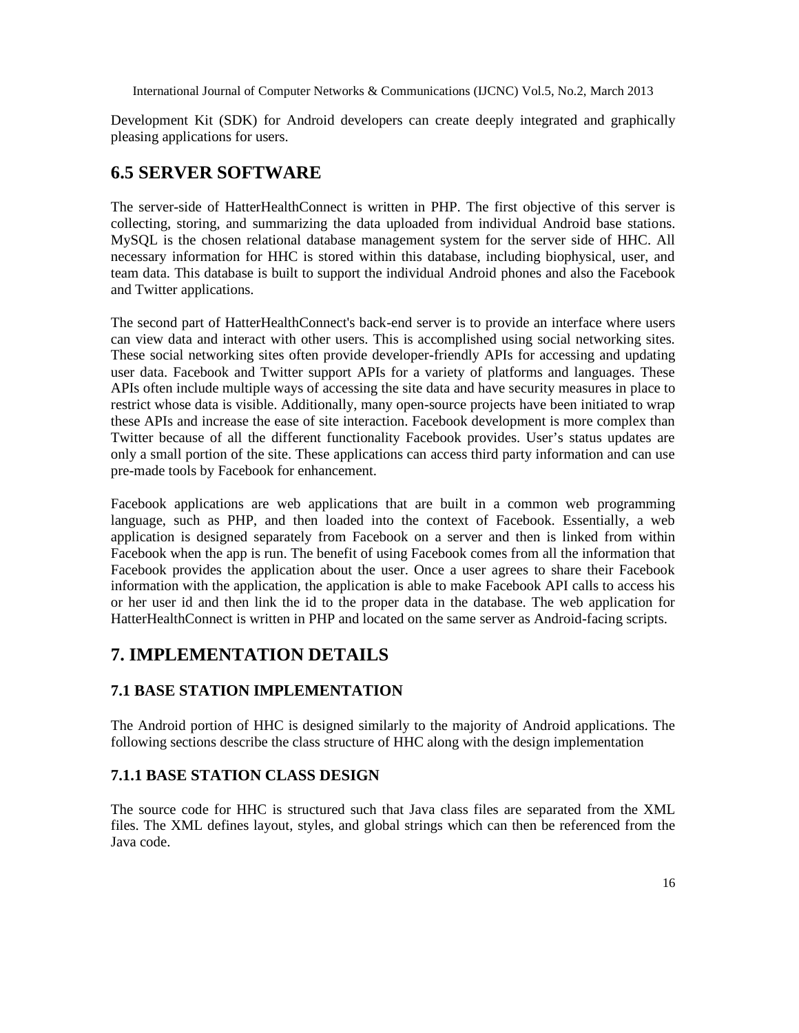Development Kit (SDK) for Android developers can create deeply integrated and graphically pleasing applications for users.

## 6.5 SERVER SOFTWARE

The server-side of HatterHealthConnect is written in PHP. The first objective of this server is collecting, storing, and summarizing the data uploaded from individual Android base stations. MySQL is the chosen relational database management system for the server side of HHC. All necessary information for HHC is stored within this database, including biophysical, user, and team data. This database is built to support the individual Android phones and also the Facebook and Twitter applications.

The second part of HatterHealthConnect's back-end server is to provide an interface where users can view data and interact with other users. This is accomplished using social networking sites. These social networking sites often provide developer-friendly APIs for accessing and updating user data. Facebook and Twitter support APIs for a variety of platforms and languages. These APIs often include multiple ways of accessing the site data and have security measures in place to restrict whose data is visible. Additionally, many open-source projects have been initiated to wrap these APIs and increase the ease of site interaction. Facebook development is more complex than Twitter because of all the different functionality Facebook provides. User's status updates are only a small portion of the site. These applications can access third party information and can use pre-made tools by Facebook for enhancement.

Facebook applications are web applications that are built in a common web programming language, such as PHP, and then loaded into the context of Facebook. Essentially, a web application is designed separately from Facebook on a server and then is linked from within Facebook when the app is run. The benefit of using Facebook comes from all the information that Facebook provides the application about the user. Once a user agrees to share their Facebook information with the application, the application is able to make Facebook API calls to access his or her user id and then link the id to the proper data in the database. The web application for HatterHealthConnect is written in PHP and located on the same server as Android-facing scripts.

# 7. IMPLEMENTATION DETAILS

### 7.1 BASE STATION IMPLEMENTATION

The Android portion of HHC is designed similarly to the majority of Android applications. The following sections describe the class structure of HHC along with the design implementation

### 7.1.1 BASE STATION CLASS DESIGN

The source code for HHC is structured such that Java class files are separated from the XML files. The XML defines layout, styles, and global strings which can then be referenced from the Java code.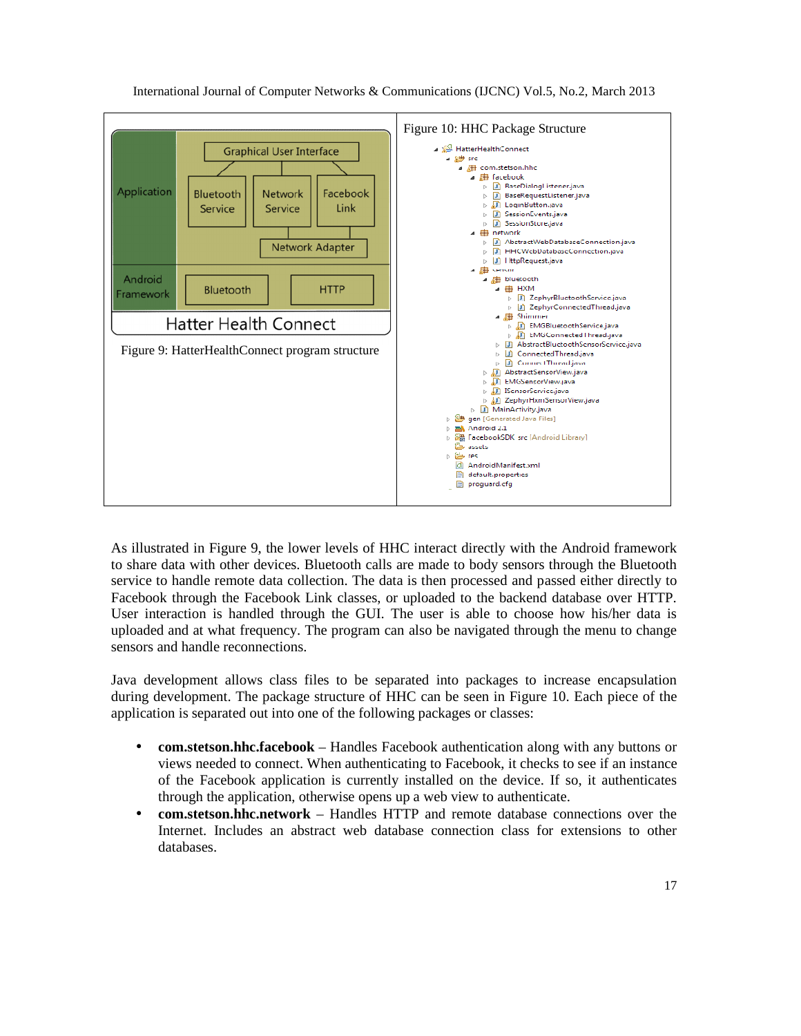Figure 9: HatterHealthConnect program structure

Figure 10: HHC Package Structure

As illustrated in Figure 9, the lower levels of HHC interact directly with the Android framework to share data with other devices. Bluetooth calls are made to body sensors through the Bluetooth service to handle remote data collection. The data is then processed and passed either directly to Facebook through the Facebook Link classes, or uploaded to the backend database over HTTP. User interaction is handled through the GUI. The user is able to choose how his/her data is uploaded and at what frequency. The program can also be navigated through the menu to change sensors and handle reconnections.

Java development allows class files to be separated into packages to increase encapsulation during development. The package structure of HHC can be seen in Figure 10. Each piece of the application is separated out into one of the following packages or classes:

- **com.stetson.hhc.facebook** – Handles Facebook authentication along with any buttons or views needed to connect. When authenticating to Facebook, it checks to see if an instance of the Facebook application is currently installed on the device. If so, it authenticates through the application, otherwise opens up a web view to authenticate.
- **com.stetson.hhc.network** – Handles HTTP and remote database connections over the Internet. Includes an abstract web database connection class for extensions to other databases.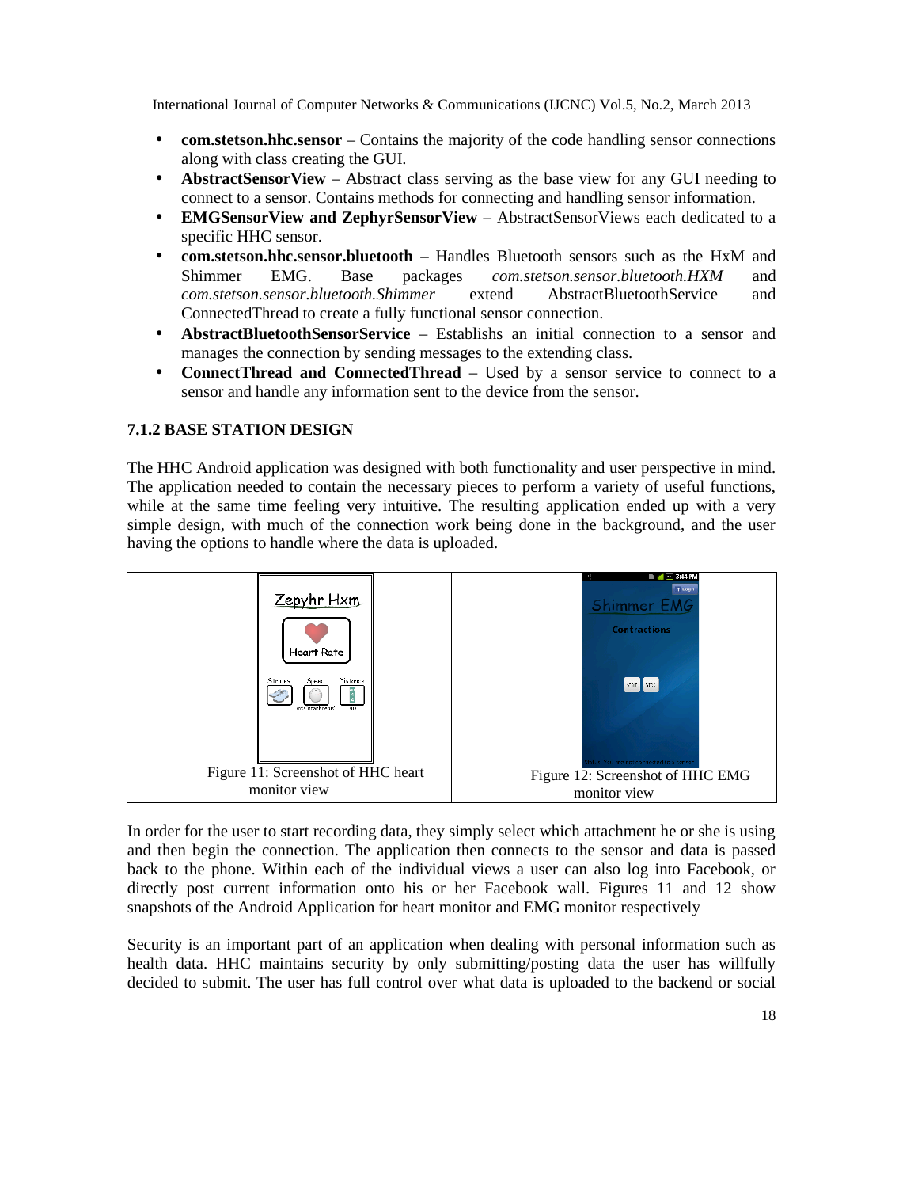- **com.stetson.hhc.sensor** – Contains the majority of the code handling sensor connections along with class creating the GUI.
- **AbstractSensorView** – Abstract class serving as the base view for any GUI needing to connect to a sensor. Contains methods for connecting and handling sensor information.
- **EMGSensorView and ZephyrSensorView** – AbstractSensorViews each dedicated to a specific HHC sensor.
- **com.stetson.hhc.sensor.bluetooth** – Handles Bluetooth sensors such as the HxM and Shimmer EMG. Base packages *com.stetson.sensor.bluetooth.HXM* and *com.stetson.sensor.bluetooth.Shimmer* extend AbstractBluetoothService and ConnectedThread to create a fully functional sensor connection.
- **AbstractBluetoothSensorService** – Establishs an initial connection to a sensor and manages the connection by sending messages to the extending class.
- **ConnectThread and ConnectedThread** – Used by a sensor service to connect to a sensor and handle any information sent to the device from the sensor.

### 7.1.2 BASE STATION DESIGN

The HHC Android application was designed with both functionality and user perspective in mind. The application needed to contain the necessary pieces to perform a variety of useful functions, while at the same time feeling very intuitive. The resulting application ended up with a very simple design, with much of the connection work being done in the background, and the user having the options to handle where the data is uploaded.

| Figure 11: Screenshot of HHC heart monitor view | Figure 12: Screenshot of HHC EMG monitor view |
| --- | --- |

In order for the user to start recording data, they simply select which attachment he or she is using and then begin the connection. The application then connects to the sensor and data is passed back to the phone. Within each of the individual views a user can also log into Facebook, or directly post current information onto his or her Facebook wall. Figures 11 and 12 show snapshots of the Android Application for heart monitor and EMG monitor respectively

Security is an important part of an application when dealing with personal information such as health data. HHC maintains security by only submitting/posting data the user has willfully decided to submit. The user has full control over what data is uploaded to the backend or social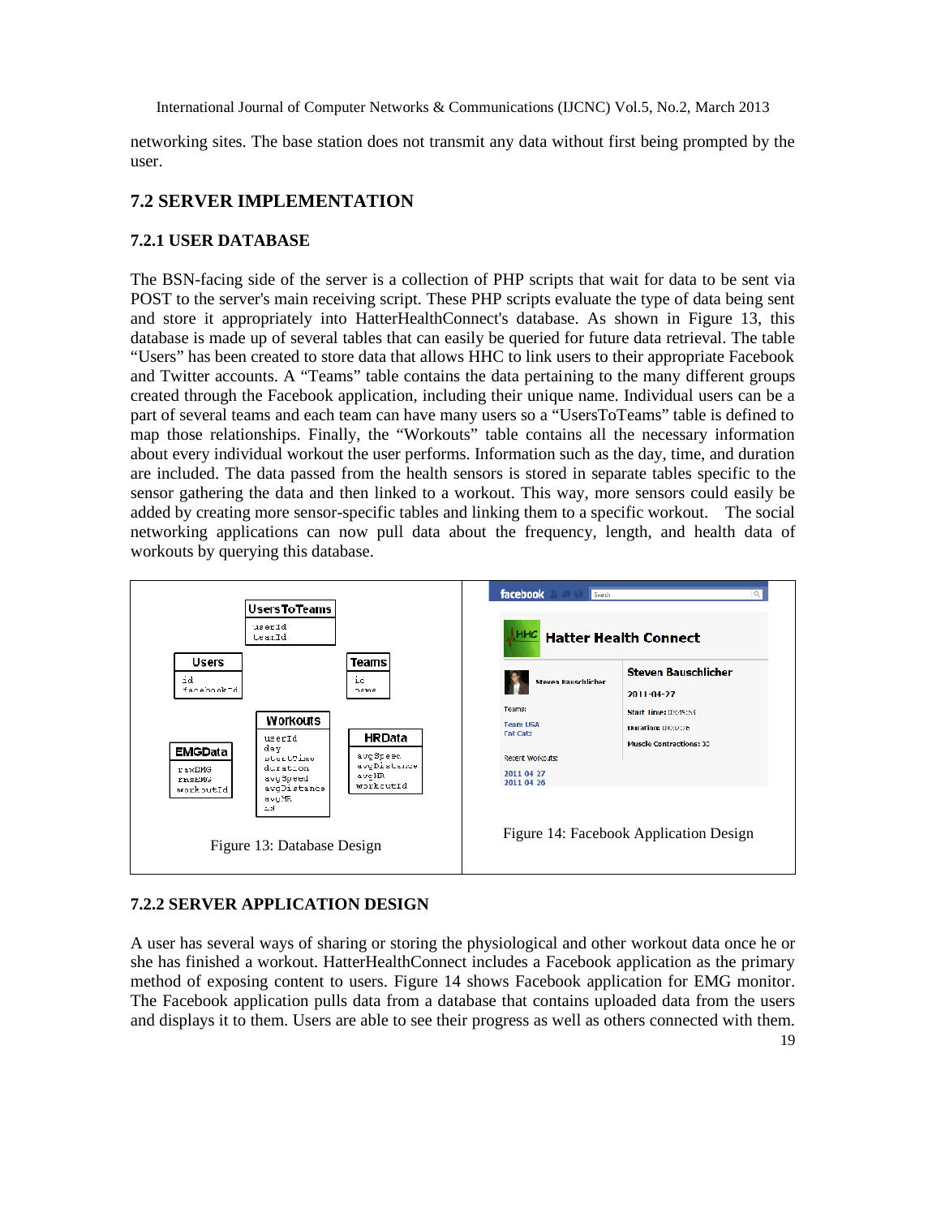networking sites. The base station does not transmit any data without first being prompted by the user.

## 7.2 SERVER IMPLEMENTATION

### 7.2.1 USER DATABASE

The BSN-facing side of the server is a collection of PHP scripts that wait for data to be sent via POST to the server's main receiving script. These PHP scripts evaluate the type of data being sent and store it appropriately into HatterHealthConnect's database. As shown in Figure 13, this database is made up of several tables that can easily be queried for future data retrieval. The table "Users" has been created to store data that allows HHC to link users to their appropriate Facebook and Twitter accounts. A "Teams" table contains the data pertaining to the many different groups created through the Facebook application, including their unique name. Individual users can be a part of several teams and each team can have many users so a "UsersToTeams" table is defined to map those relationships. Finally, the "Workouts" table contains all the necessary information about every individual workout the user performs. Information such as the day, time, and duration are included. The data passed from the health sensors is stored in separate tables specific to the sensor gathering the data and then linked to a workout. This way, more sensors could easily be added by creating more sensor-specific tables and linking them to a specific workout. The social networking applications can now pull data about the frequency, length, and health data of workouts by querying this database.

Figure 13: Database Design

Figure 14: Facebook Application Design

### 7.2.2 SERVER APPLICATION DESIGN

A user has several ways of sharing or storing the physiological and other workout data once he or she has finished a workout. HatterHealthConnect includes a Facebook application as the primary method of exposing content to users. Figure 14 shows Facebook application for EMG monitor. The Facebook application pulls data from a database that contains uploaded data from the users and displays it to them. Users are able to see their progress as well as others connected with them.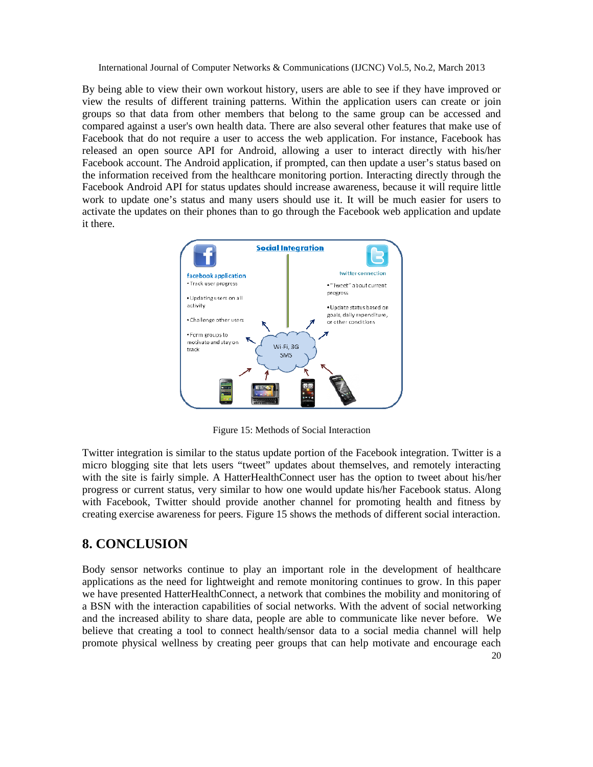By being able to view their own workout history, users are able to see if they have improved or view the results of different training patterns. Within the application users can create or join groups so that data from other members that belong to the same group can be accessed and compared against a user's own health data. There are also several other features that make use of Facebook that do not require a user to access the web application. For instance, Facebook has released an open source API for Android, allowing a user to interact directly with his/her Facebook account. The Android application, if prompted, can then update a user's status based on the information received from the healthcare monitoring portion. Interacting directly through the Facebook Android API for status updates should increase awareness, because it will require little work to update one's status and many users should use it. It will be much easier for users to activate the updates on their phones than to go through the Facebook web application and update it there.

Figure 15: Methods of Social Interaction

Twitter integration is similar to the status update portion of the Facebook integration. Twitter is a micro blogging site that lets users "tweet" updates about themselves, and remotely interacting with the site is fairly simple. A HatterHealthConnect user has the option to tweet about his/her progress or current status, very similar to how one would update his/her Facebook status. Along with Facebook, Twitter should provide another channel for promoting health and fitness by creating exercise awareness for peers. Figure 15 shows the methods of different social interaction.

## 8. CONCLUSION

Body sensor networks continue to play an important role in the development of healthcare applications as the need for lightweight and remote monitoring continues to grow. In this paper we have presented HatterHealthConnect, a network that combines the mobility and monitoring of a BSN with the interaction capabilities of social networks. With the advent of social networking and the increased ability to share data, people are able to communicate like never before. We believe that creating a tool to connect health/sensor data to a social media channel will help promote physical wellness by creating peer groups that can help motivate and encourage each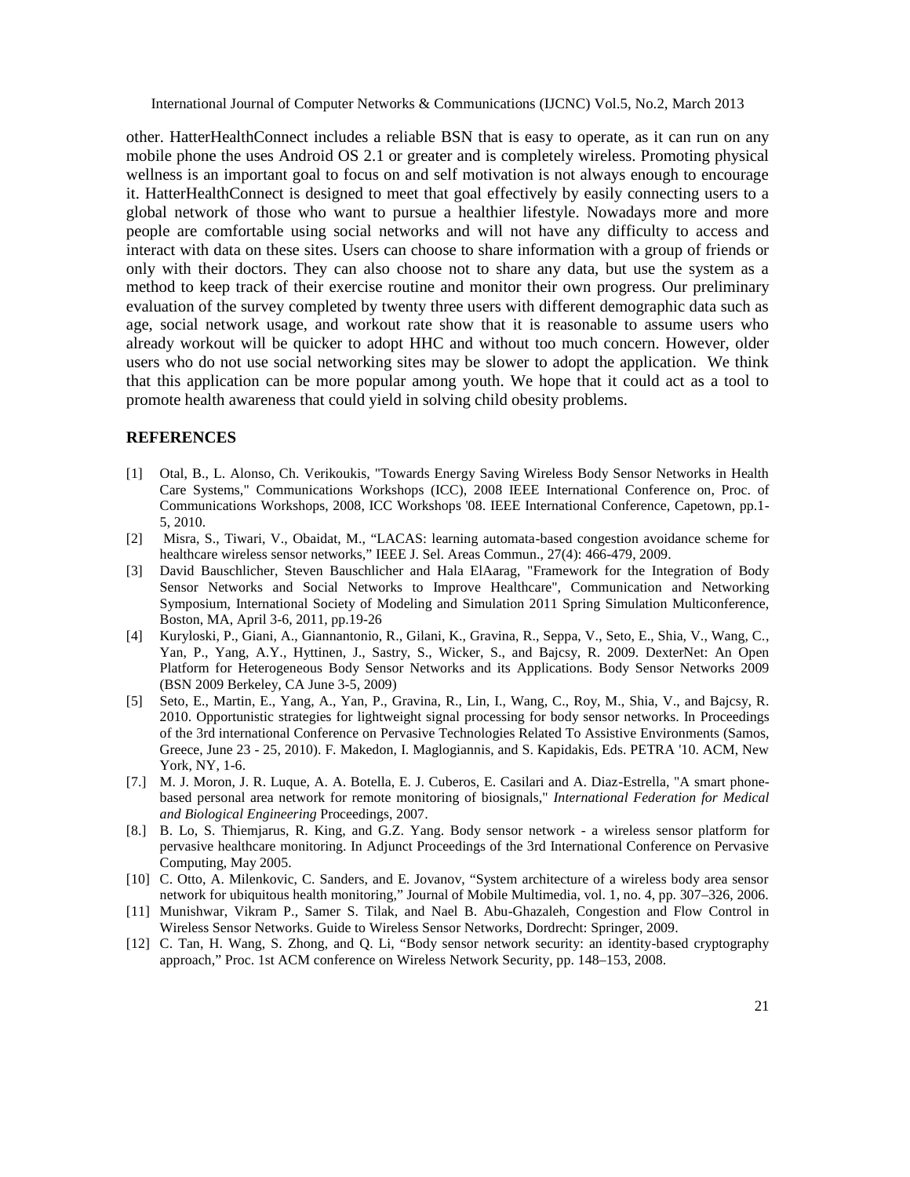other. HatterHealthConnect includes a reliable BSN that is easy to operate, as it can run on any mobile phone the uses Android OS 2.1 or greater and is completely wireless. Promoting physical wellness is an important goal to focus on and self motivation is not always enough to encourage it. HatterHealthConnect is designed to meet that goal effectively by easily connecting users to a global network of those who want to pursue a healthier lifestyle. Nowadays more and more people are comfortable using social networks and will not have any difficulty to access and interact with data on these sites. Users can choose to share information with a group of friends or only with their doctors. They can also choose not to share any data, but use the system as a method to keep track of their exercise routine and monitor their own progress. Our preliminary evaluation of the survey completed by twenty three users with different demographic data such as age, social network usage, and workout rate show that it is reasonable to assume users who already workout will be quicker to adopt HHC and without too much concern. However, older users who do not use social networking sites may be slower to adopt the application. We think that this application can be more popular among youth. We hope that it could act as a tool to promote health awareness that could yield in solving child obesity problems.

## REFERENCES

[1] Otal, B., L. Alonso, Ch. Verikoukis, "Towards Energy Saving Wireless Body Sensor Networks in Health Care Systems," Communications Workshops (ICC), 2008 IEEE International Conference on, Proc. of Communications Workshops, 2008, ICC Workshops '08. IEEE International Conference, Capetown, pp.1-5, 2010.

[2] Misra, S., Tiwari, V., Obaidat, M., "LACAS: learning automata-based congestion avoidance scheme for healthcare wireless sensor networks," IEEE J. Sel. Areas Commun., 27(4): 466-479, 2009.

[3] David Bauschlicher, Steven Bauschlicher and Hala ElAarag, "Framework for the Integration of Body Sensor Networks and Social Networks to Improve Healthcare", Communication and Networking Symposium, International Society of Modeling and Simulation 2011 Spring Simulation Multiconference, Boston, MA, April 3-6, 2011, pp.19-26

[4] Kuryloski, P., Giani, A., Giannantonio, R., Gilani, K., Gravina, R., Seppa, V., Seto, E., Shia, V., Wang, C., Yan, P., Yang, A.Y., Hyttinen, J., Sastry, S., Wicker, S., and Bajcsy, R. 2009. DexterNet: An Open Platform for Heterogeneous Body Sensor Networks and its Applications. Body Sensor Networks 2009 (BSN 2009 Berkeley, CA June 3-5, 2009)

[5] Seto, E., Martin, E., Yang, A., Yan, P., Gravina, R., Lin, I., Wang, C., Roy, M., Shia, V., and Bajcsy, R. 2010. Opportunistic strategies for lightweight signal processing for body sensor networks. In Proceedings of the 3rd international Conference on Pervasive Technologies Related To Assistive Environments (Samos, Greece, June 23 - 25, 2010). F. Makedon, I. Maglogiannis, and S. Kapidakis, Eds. PETRA '10. ACM, New York, NY, 1-6.

[7.] M. J. Moron, J. R. Luque, A. A. Botella, E. J. Cuberos, E. Casilari and A. Diaz-Estrella, "A smart phone-based personal area network for remote monitoring of biosignals," *International Federation for Medical and Biological Engineering* Proceedings, 2007.

[8.] B. Lo, S. Thiemjarus, R. King, and G.Z. Yang. Body sensor network - a wireless sensor platform for pervasive healthcare monitoring. In Adjunct Proceedings of the 3rd International Conference on Pervasive Computing, May 2005.

[10] C. Otto, A. Milenkovic, C. Sanders, and E. Jovanov, "System architecture of a wireless body area sensor network for ubiquitous health monitoring," Journal of Mobile Multimedia, vol. 1, no. 4, pp. 307–326, 2006.

[11] Munishwar, Vikram P., Samer S. Tilak, and Nael B. Abu-Ghazaleh, Congestion and Flow Control in Wireless Sensor Networks. Guide to Wireless Sensor Networks, Dordrecht: Springer, 2009.

[12] C. Tan, H. Wang, S. Zhong, and Q. Li, "Body sensor network security: an identity-based cryptography approach," Proc. 1st ACM conference on Wireless Network Security, pp. 148–153, 2008.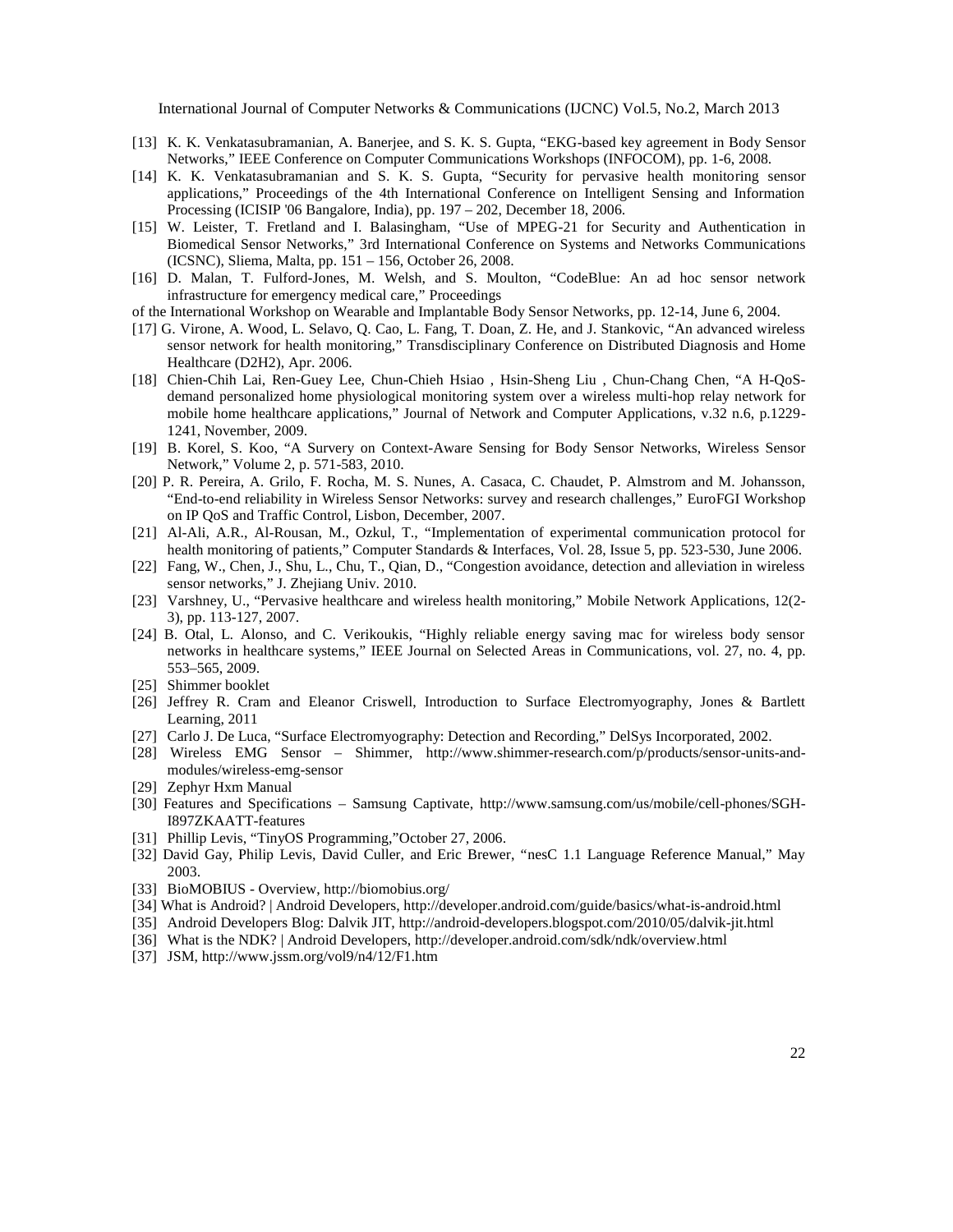[13] K. K. Venkatasubramanian, A. Banerjee, and S. K. S. Gupta, "EKG-based key agreement in Body Sensor Networks," IEEE Conference on Computer Communications Workshops (INFOCOM), pp. 1-6, 2008.

[14] K. K. Venkatasubramanian and S. K. S. Gupta, "Security for pervasive health monitoring sensor applications," Proceedings of the 4th International Conference on Intelligent Sensing and Information Processing (ICISIP '06 Bangalore, India), pp. 197 – 202, December 18, 2006.

[15] W. Leister, T. Fretland and I. Balasingham, "Use of MPEG-21 for Security and Authentication in Biomedical Sensor Networks," 3rd International Conference on Systems and Networks Communications (ICSNC), Sliema, Malta, pp. 151 – 156, October 26, 2008.

[16] D. Malan, T. Fulford-Jones, M. Welsh, and S. Moulton, "CodeBlue: An ad hoc sensor network infrastructure for emergency medical care," Proceedings of the International Workshop on Wearable and Implantable Body Sensor Networks, pp. 12-14, June 6, 2004.

[17] G. Virone, A. Wood, L. Selavo, Q. Cao, L. Fang, T. Doan, Z. He, and J. Stankovic, "An advanced wireless sensor network for health monitoring," Transdisciplinary Conference on Distributed Diagnosis and Home Healthcare (D2H2), Apr. 2006.

[18] Chien-Chih Lai, Ren-Guey Lee, Chun-Chieh Hsiao , Hsin-Sheng Liu , Chun-Chang Chen, "A H-QoS-demand personalized home physiological monitoring system over a wireless multi-hop relay network for mobile home healthcare applications," Journal of Network and Computer Applications, v.32 n.6, p.1229-1241, November, 2009.

[19] B. Korel, S. Koo, "A Survery on Context-Aware Sensing for Body Sensor Networks, Wireless Sensor Network," Volume 2, p. 571-583, 2010.

[20] P. R. Pereira, A. Grilo, F. Rocha, M. S. Nunes, A. Casaca, C. Chaudet, P. Almstrom and M. Johansson, "End-to-end reliability in Wireless Sensor Networks: survey and research challenges," EuroFGI Workshop on IP QoS and Traffic Control, Lisbon, December, 2007.

[21] Al-Ali, A.R., Al-Rousan, M., Ozkul, T., "Implementation of experimental communication protocol for health monitoring of patients," Computer Standards & Interfaces, Vol. 28, Issue 5, pp. 523-530, June 2006.

[22] Fang, W., Chen, J., Shu, L., Chu, T., Qian, D., "Congestion avoidance, detection and alleviation in wireless sensor networks," J. Zhejiang Univ. 2010.

[23] Varshney, U., "Pervasive healthcare and wireless health monitoring," Mobile Network Applications, 12(2-3), pp. 113-127, 2007.

[24] B. Otal, L. Alonso, and C. Verikoukis, "Highly reliable energy saving mac for wireless body sensor networks in healthcare systems," IEEE Journal on Selected Areas in Communications, vol. 27, no. 4, pp. 553–565, 2009.

[25] Shimmer booklet

[26] Jeffrey R. Cram and Eleanor Criswell, Introduction to Surface Electromyography, Jones & Bartlett Learning, 2011

[27] Carlo J. De Luca, "Surface Electromyography: Detection and Recording," DelSys Incorporated, 2002.

[28] Wireless EMG Sensor – Shimmer, http://www.shimmer-research.com/p/products/sensor-units-and-modules/wireless-emg-sensor

[29] Zephyr Hxm Manual

[30] Features and Specifications – Samsung Captivate, http://www.samsung.com/us/mobile/cell-phones/SGH-I897ZKAATT-features

[31] Phillip Levis, "TinyOS Programming,"October 27, 2006.

[32] David Gay, Philip Levis, David Culler, and Eric Brewer, "nesC 1.1 Language Reference Manual," May 2003.

[33] BioMOBIUS - Overview, http://biomobius.org/

[34] What is Android? | Android Developers, http://developer.android.com/guide/basics/what-is-android.html

[35] Android Developers Blog: Dalvik JIT, http://android-developers.blogspot.com/2010/05/dalvik-jit.html

[36] What is the NDK? | Android Developers, http://developer.android.com/sdk/ndk/overview.html

[37] JSM, http://www.jssm.org/vol9/n4/12/F1.htm